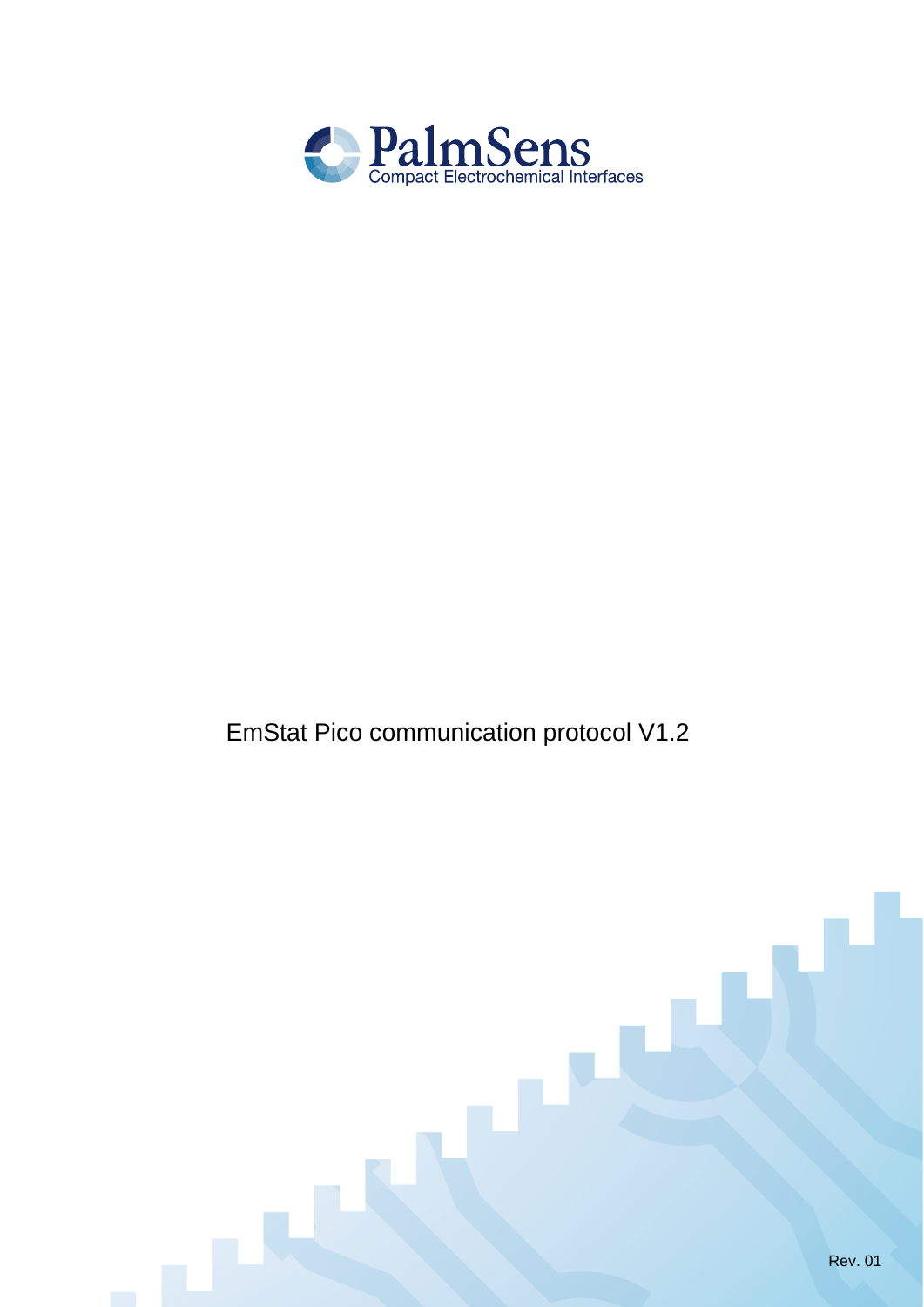PalmSens

Compact Electrochemical Interfaces

# EmStat Pico communication protocol V1.2

Rev. 01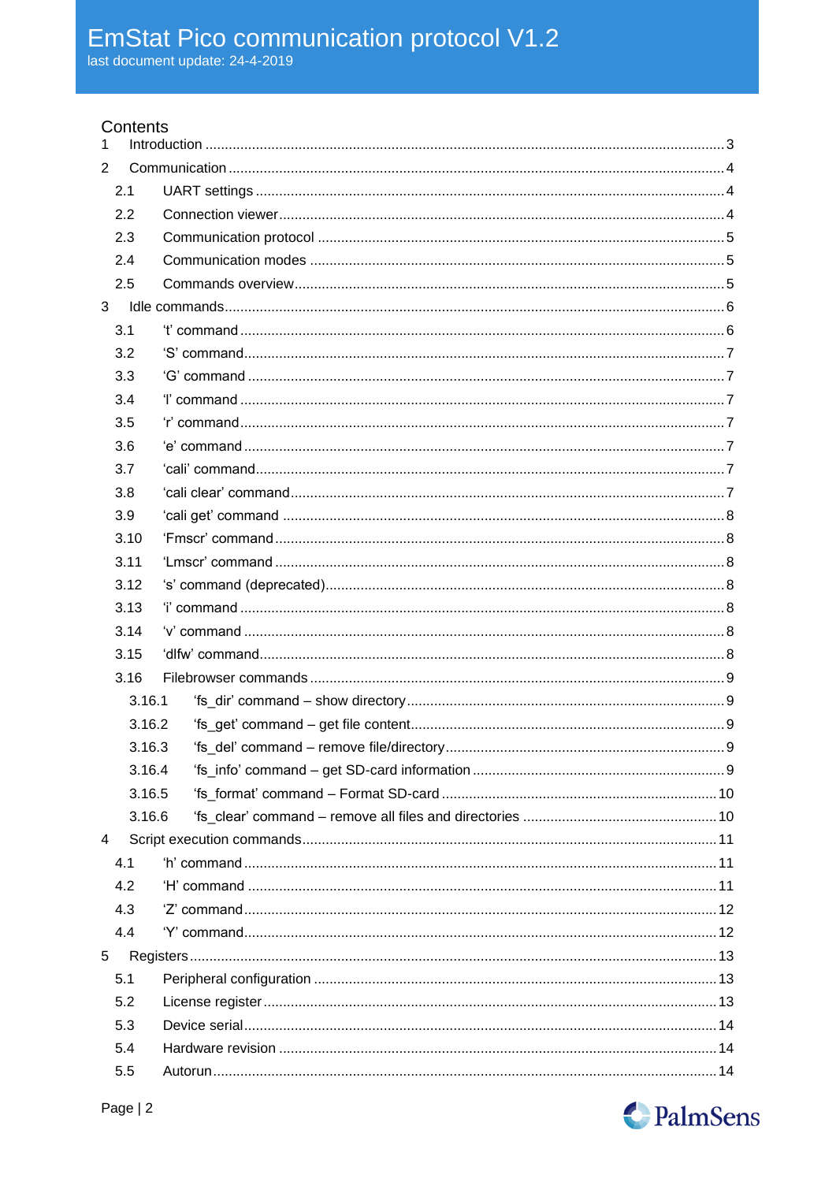# EmStat Pico communication protocol V1.2

last document update: 24-4-2019

## Contents

1 Introduction ..... 3

2 Communication ..... 4

- 2.1 UART settings ..... 4
- 2.2 Connection viewer ..... 4
- 2.3 Communication protocol ..... 5
- 2.4 Communication modes ..... 5
- 2.5 Commands overview ..... 5

3 Idle commands ..... 6

- 3.1 ‘t’ command ..... 6
- 3.2 ‘S’ command ..... 7
- 3.3 ‘G’ command ..... 7
- 3.4 ‘l’ command ..... 7
- 3.5 ‘r’ command ..... 7
- 3.6 ‘e’ command ..... 7
- 3.7 ‘cali’ command ..... 7
- 3.8 ‘cali clear’ command ..... 7
- 3.9 ‘cali get’ command ..... 8
- 3.10 ‘Fmscr’ command ..... 8
- 3.11 ‘Lmscr’ command ..... 8
- 3.12 ‘s’ command (deprecated) ..... 8
- 3.13 ‘i’ command ..... 8
- 3.14 ‘v’ command ..... 8
- 3.15 ‘dlfw’ command ..... 8
- 3.16 Filebrowser commands ..... 9
  - 3.16.1 ‘fs_dir’ command – show directory ..... 9
  - 3.16.2 ‘fs_get’ command – get file content ..... 9
  - 3.16.3 ‘fs_del’ command – remove file/directory ..... 9
  - 3.16.4 ‘fs_info’ command – get SD-card information ..... 9
  - 3.16.5 ‘fs_format’ command – Format SD-card ..... 10
  - 3.16.6 ‘fs_clear’ command – remove all files and directories ..... 10

4 Script execution commands ..... 11

- 4.1 ‘h’ command ..... 11
- 4.2 ‘H’ command ..... 11
- 4.3 ‘Z’ command ..... 12
- 4.4 ‘Y’ command ..... 12

5 Registers ..... 13

- 5.1 Peripheral configuration ..... 13
- 5.2 License register ..... 13
- 5.3 Device serial ..... 14
- 5.4 Hardware revision ..... 14
- 5.5 Autorun ..... 14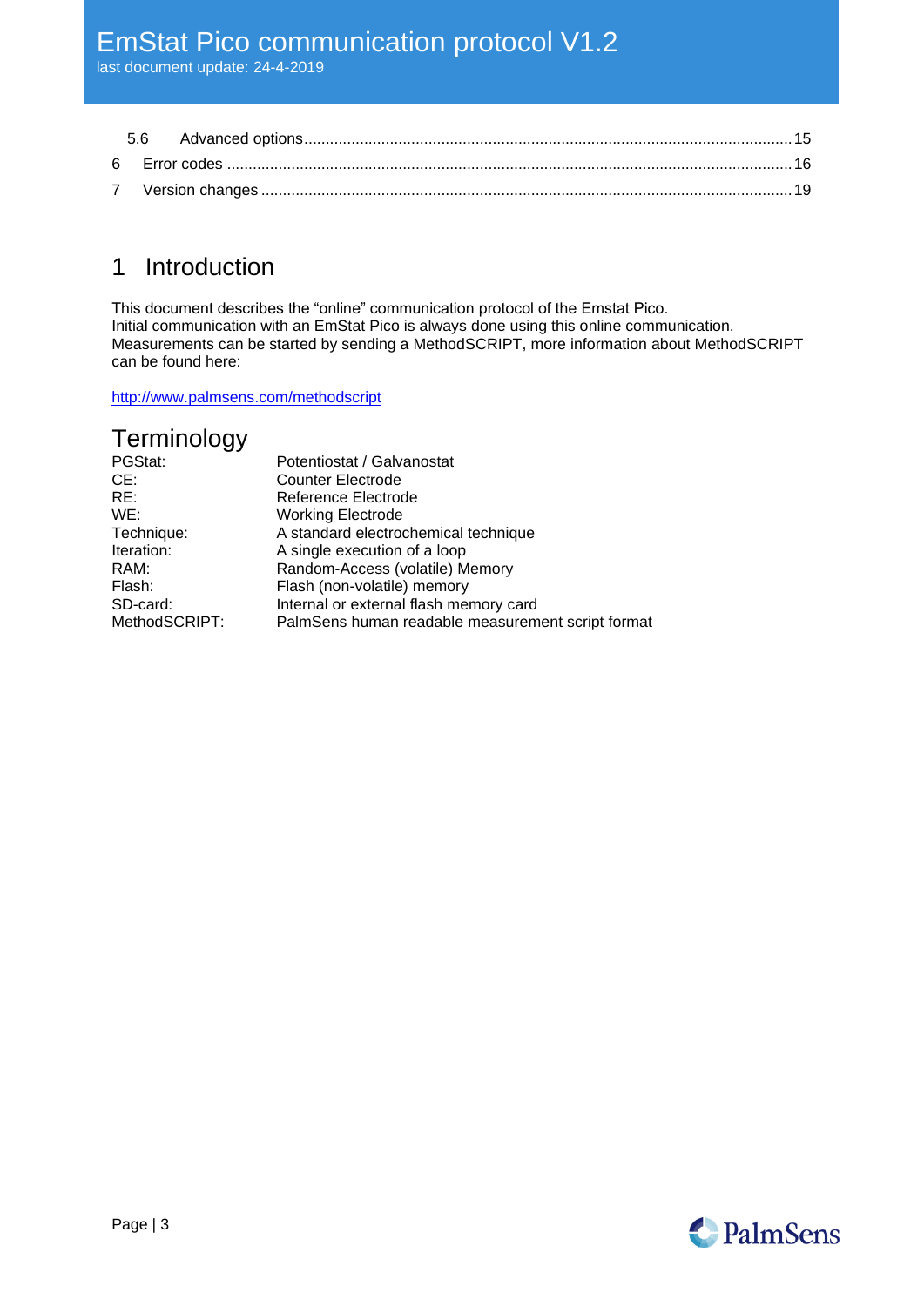| | | |
|---|---|---|
| 5.6 | Advanced options | 15 |
| 6 | Error codes | 16 |
| 7 | Version changes | 19 |

# 1 Introduction

This document describes the "online" communication protocol of the Emstat Pico.
Initial communication with an EmStat Pico is always done using this online communication.
Measurements can be started by sending a MethodSCRIPT, more information about MethodSCRIPT can be found here:

http://www.palmsens.com/methodscript

## Terminology

| | |
|---|---|
| PGStat: | Potentiostat / Galvanostat |
| CE: | Counter Electrode |
| RE: | Reference Electrode |
| WE: | Working Electrode |
| Technique: | A standard electrochemical technique |
| Iteration: | A single execution of a loop |
| RAM: | Random-Access (volatile) Memory |
| Flash: | Flash (non-volatile) memory |
| SD-card: | Internal or external flash memory card |
| MethodSCRIPT: | PalmSens human readable measurement script format |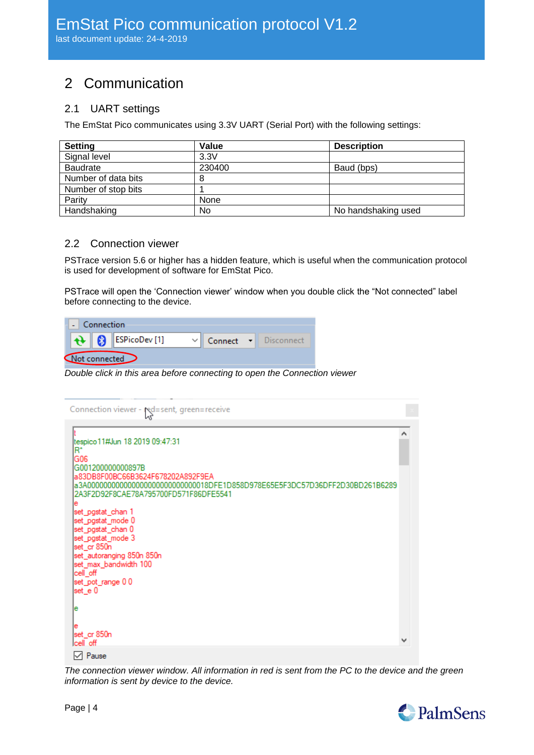## 2 Communication

### 2.1 UART settings

The EmStat Pico communicates using 3.3V UART (Serial Port) with the following settings:

| Setting | Value | Description |
|---|---|---|
| Signal level | 3.3V | |
| Baudrate | 230400 | Baud (bps) |
| Number of data bits | 8 | |
| Number of stop bits | 1 | |
| Parity | None | |
| Handshaking | No | No handshaking used |

### 2.2 Connection viewer

PSTrace version 5.6 or higher has a hidden feature, which is useful when the communication protocol is used for development of software for EmStat Pico.

PSTrace will open the 'Connection viewer' window when you double click the "Not connected" label before connecting to the device.

*Double click in this area before connecting to open the Connection viewer*

*The connection viewer window. All information in red is sent from the PC to the device and the green information is sent by device to the device.*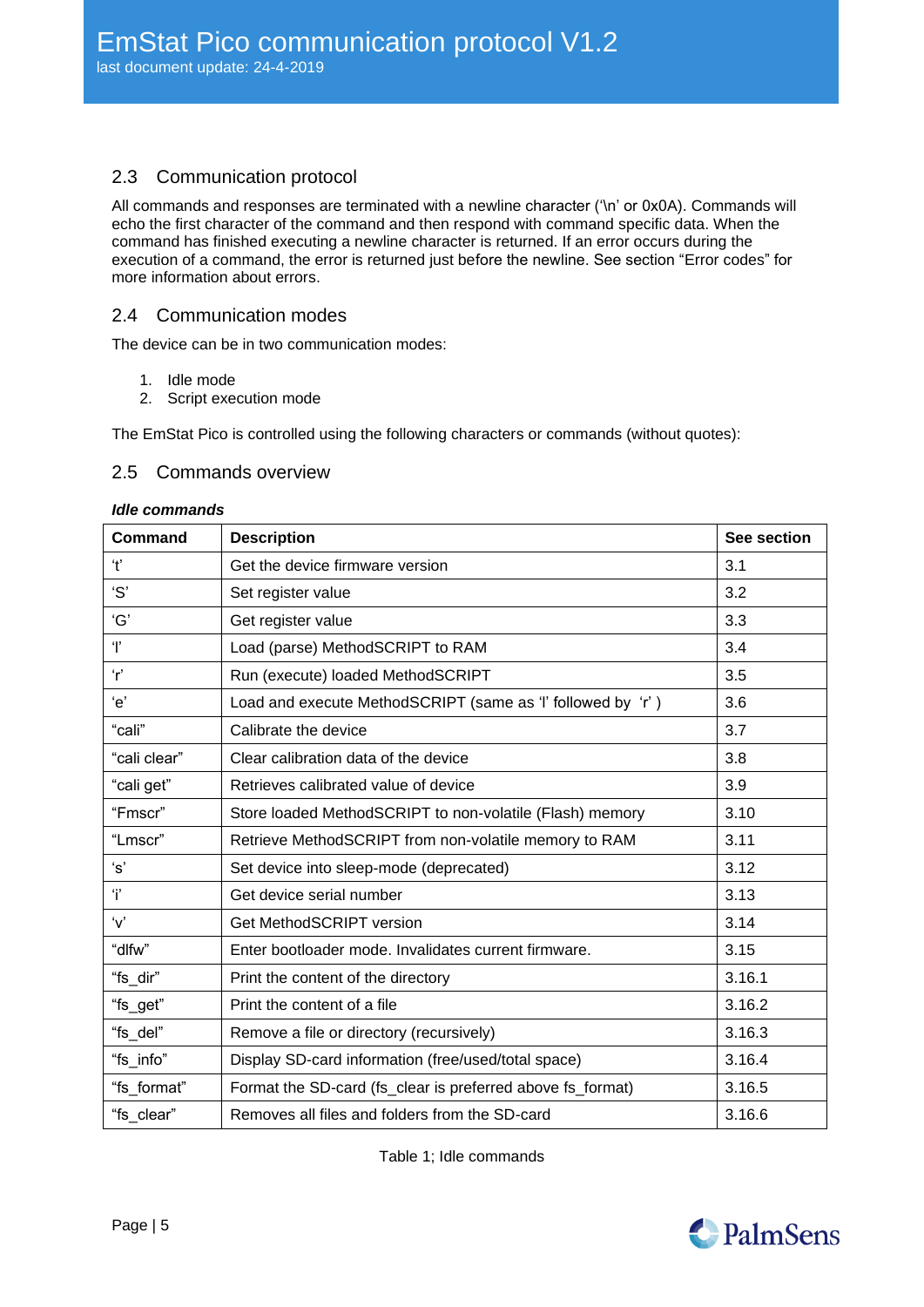## 2.3 Communication protocol

All commands and responses are terminated with a newline character ('\n' or 0x0A). Commands will echo the first character of the command and then respond with command specific data. When the command has finished executing a newline character is returned. If an error occurs during the execution of a command, the error is returned just before the newline. See section "Error codes" for more information about errors.

## 2.4 Communication modes

The device can be in two communication modes:

1. Idle mode
2. Script execution mode

The EmStat Pico is controlled using the following characters or commands (without quotes):

## 2.5 Commands overview

***Idle commands***

| Command | Description | See section |
|---|---|---|
| 't' | Get the device firmware version | 3.1 |
| 'S' | Set register value | 3.2 |
| 'G' | Get register value | 3.3 |
| 'l' | Load (parse) MethodSCRIPT to RAM | 3.4 |
| 'r' | Run (execute) loaded MethodSCRIPT | 3.5 |
| 'e' | Load and execute MethodSCRIPT (same as 'l' followed by 'r' ) | 3.6 |
| "cali" | Calibrate the device | 3.7 |
| "cali clear" | Clear calibration data of the device | 3.8 |
| "cali get" | Retrieves calibrated value of device | 3.9 |
| "Fmscr" | Store loaded MethodSCRIPT to non-volatile (Flash) memory | 3.10 |
| "Lmscr" | Retrieve MethodSCRIPT from non-volatile memory to RAM | 3.11 |
| 's' | Set device into sleep-mode (deprecated) | 3.12 |
| 'i' | Get device serial number | 3.13 |
| 'v' | Get MethodSCRIPT version | 3.14 |
| "dlfw" | Enter bootloader mode. Invalidates current firmware. | 3.15 |
| "fs_dir" | Print the content of the directory | 3.16.1 |
| "fs_get" | Print the content of a file | 3.16.2 |
| "fs_del" | Remove a file or directory (recursively) | 3.16.3 |
| "fs_info" | Display SD-card information (free/used/total space) | 3.16.4 |
| "fs_format" | Format the SD-card (fs_clear is preferred above fs_format) | 3.16.5 |
| "fs_clear" | Removes all files and folders from the SD-card | 3.16.6 |

Table 1; Idle commands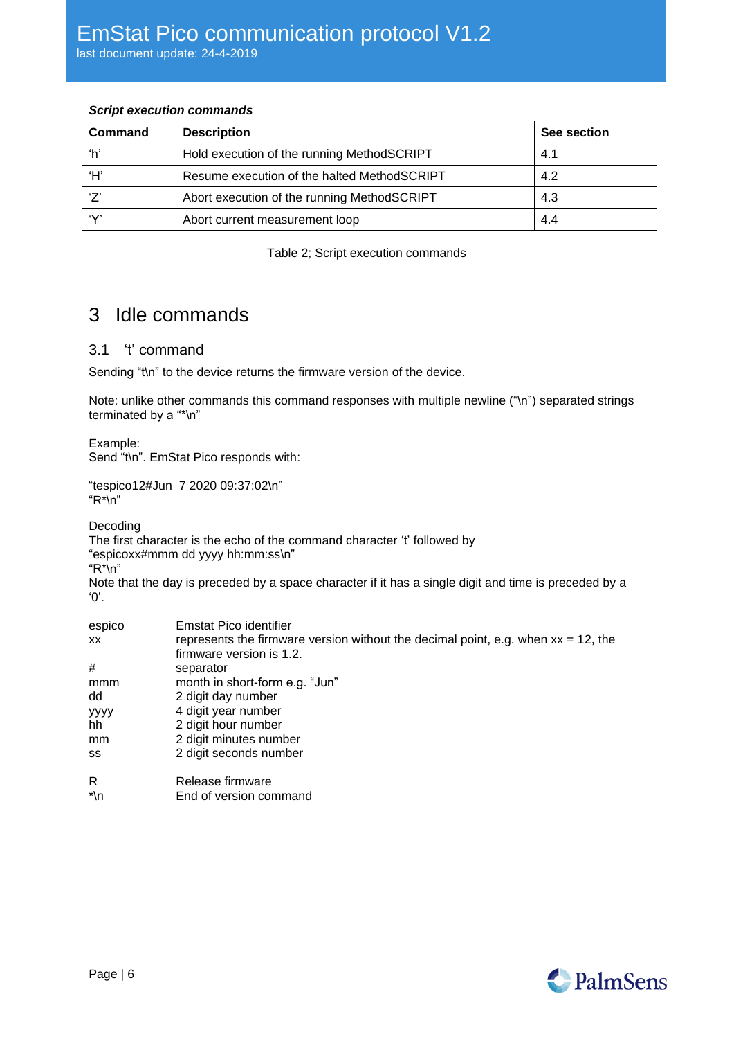***Script execution commands***

| Command | Description | See section |
|---|---|---|
| ‘h’ | Hold execution of the running MethodSCRIPT | 4.1 |
| ‘H’ | Resume execution of the halted MethodSCRIPT | 4.2 |
| ‘Z’ | Abort execution of the running MethodSCRIPT | 4.3 |
| ‘Y’ | Abort current measurement loop | 4.4 |

Table 2; Script execution commands

# 3 Idle commands

## 3.1 ‘t’ command

Sending “t\n” to the device returns the firmware version of the device.

Note: unlike other commands this command responses with multiple newline (“\n”) separated strings terminated by a “*\n”

Example:
Send “t\n”. EmStat Pico responds with:

“tespico12#Jun  7 2020 09:37:02\n”
“R*\n”

Decoding
The first character is the echo of the command character ‘t’ followed by
“espicoxx#mmm dd yyyy hh:mm:ss\n”
“R*\n”
Note that the day is preceded by a space character if it has a single digit and time is preceded by a ‘0’.

| | |
|---|---|
| espico | Emstat Pico identifier |
| xx | represents the firmware version without the decimal point, e.g. when xx = 12, the firmware version is 1.2. |
| # | separator |
| mmm | month in short-form e.g. “Jun” |
| dd | 2 digit day number |
| yyyy | 4 digit year number |
| hh | 2 digit hour number |
| mm | 2 digit minutes number |
| ss | 2 digit seconds number |

| | |
|---|---|
| R | Release firmware |
| *\n | End of version command |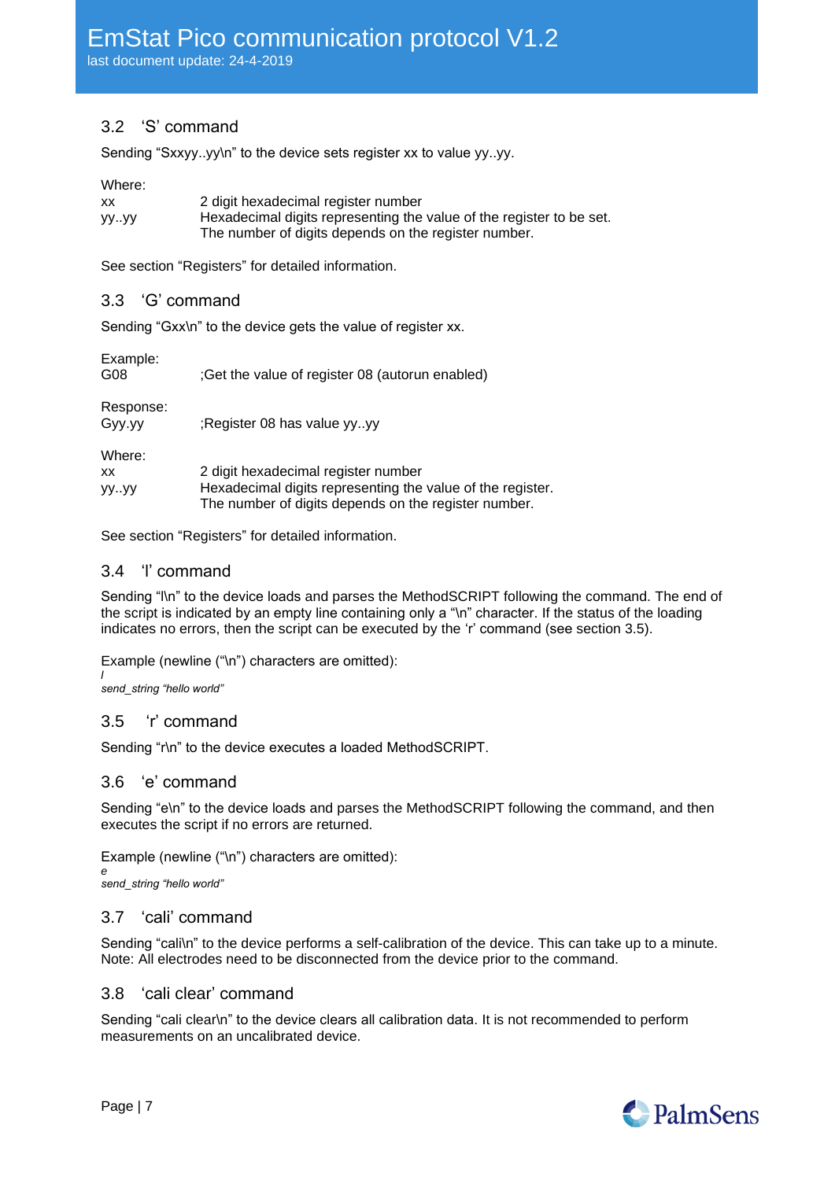## 3.2 'S' command

Sending "Sxxyy..yy\n" to the device sets register xx to value yy..yy.

Where:

| | |
|---|---|
| xx | 2 digit hexadecimal register number |
| yy..yy | Hexadecimal digits representing the value of the register to be set. The number of digits depends on the register number. |

See section "Registers" for detailed information.

## 3.3 'G' command

Sending "Gxx\n" to the device gets the value of register xx.

Example:

| | |
|---|---|
| G08 | ;Get the value of register 08 (autorun enabled) |

Response:

| | |
|---|---|
| Gyy.yy | ;Register 08 has value yy..yy |

Where:

| | |
|---|---|
| xx | 2 digit hexadecimal register number |
| yy..yy | Hexadecimal digits representing the value of the register. The number of digits depends on the register number. |

See section "Registers" for detailed information.

## 3.4 'l' command

Sending "l\n" to the device loads and parses the MethodSCRIPT following the command. The end of the script is indicated by an empty line containing only a "\n" character. If the status of the loading indicates no errors, then the script can be executed by the 'r' command (see section 3.5).

Example (newline ("\n") characters are omitted):

*l*
*send_string "hello world"*

## 3.5 'r' command

Sending "r\n" to the device executes a loaded MethodSCRIPT.

## 3.6 'e' command

Sending "e\n" to the device loads and parses the MethodSCRIPT following the command, and then executes the script if no errors are returned.

Example (newline ("\n") characters are omitted):

*e*
*send_string "hello world"*

## 3.7 'cali' command

Sending "cali\n" to the device performs a self-calibration of the device. This can take up to a minute.
Note: All electrodes need to be disconnected from the device prior to the command.

## 3.8 'cali clear' command

Sending "cali clear\n" to the device clears all calibration data. It is not recommended to perform measurements on an uncalibrated device.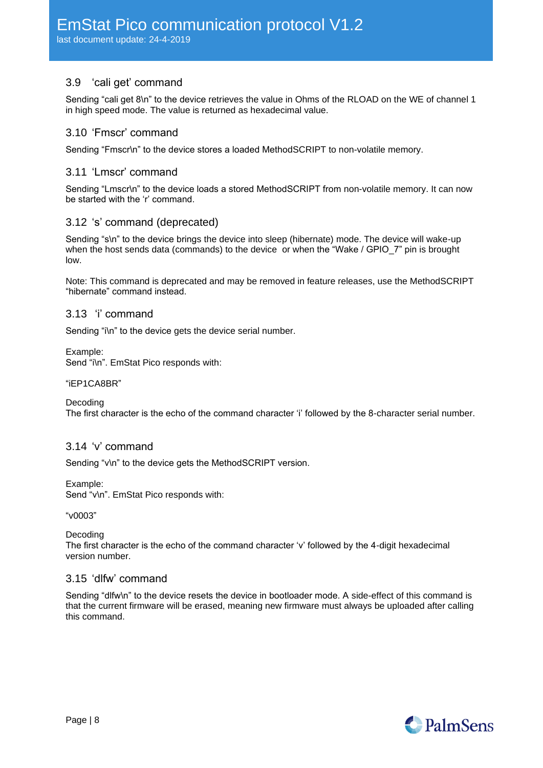## 3.9 'cali get' command

Sending "cali get 8\n" to the device retrieves the value in Ohms of the RLOAD on the WE of channel 1 in high speed mode. The value is returned as hexadecimal value.

## 3.10 'Fmscr' command

Sending "Fmscr\n" to the device stores a loaded MethodSCRIPT to non-volatile memory.

## 3.11 'Lmscr' command

Sending "Lmscr\n" to the device loads a stored MethodSCRIPT from non-volatile memory. It can now be started with the 'r' command.

## 3.12 's' command (deprecated)

Sending "s\n" to the device brings the device into sleep (hibernate) mode. The device will wake-up when the host sends data (commands) to the device  or when the "Wake / GPIO_7" pin is brought low.

Note: This command is deprecated and may be removed in feature releases, use the MethodSCRIPT "hibernate" command instead.

## 3.13 'i' command

Sending "i\n" to the device gets the device serial number.

Example:
Send "i\n". EmStat Pico responds with:

"iEP1CA8BR"

Decoding
The first character is the echo of the command character 'i' followed by the 8-character serial number.

## 3.14 'v' command

Sending "v\n" to the device gets the MethodSCRIPT version.

Example:
Send "v\n". EmStat Pico responds with:

"v0003"

Decoding
The first character is the echo of the command character 'v' followed by the 4-digit hexadecimal version number.

## 3.15 'dlfw' command

Sending "dlfw\n" to the device resets the device in bootloader mode. A side-effect of this command is that the current firmware will be erased, meaning new firmware must always be uploaded after calling this command.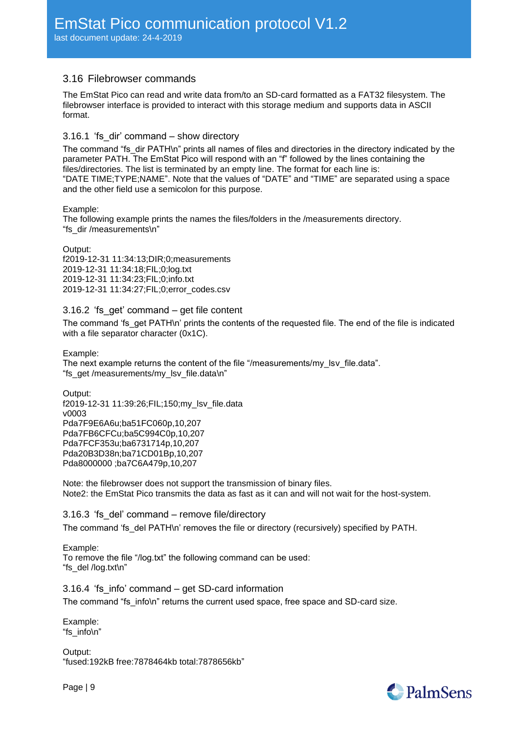## 3.16 Filebrowser commands

The EmStat Pico can read and write data from/to an SD-card formatted as a FAT32 filesystem. The filebrowser interface is provided to interact with this storage medium and supports data in ASCII format.

### 3.16.1 'fs_dir' command – show directory

The command "fs_dir PATH\n" prints all names of files and directories in the directory indicated by the parameter PATH. The EmStat Pico will respond with an "f" followed by the lines containing the files/directories. The list is terminated by an empty line. The format for each line is:
"DATE TIME;TYPE;NAME". Note that the values of "DATE" and "TIME" are separated using a space and the other field use a semicolon for this purpose.

Example:
The following example prints the names the files/folders in the /measurements directory.
"fs_dir /measurements\n"

Output:
```
f2019-12-31 11:34:13;DIR;0;measurements
2019-12-31 11:34:18;FIL;0;log.txt
2019-12-31 11:34:23;FIL;0;info.txt
2019-12-31 11:34:27;FIL;0;error_codes.csv
```

### 3.16.2 'fs_get' command – get file content

The command 'fs_get PATH\n' prints the contents of the requested file. The end of the file is indicated with a file separator character (0x1C).

Example:
The next example returns the content of the file "/measurements/my_lsv_file.data".
"fs_get /measurements/my_lsv_file.data\n"

Output:
```
f2019-12-31 11:39:26;FIL;150;my_lsv_file.data
v0003
Pda7F9E6A6u;ba51FC060p,10,207
Pda7FB6CFCu;ba5C994C0p,10,207
Pda7FCF353u;ba6731714p,10,207
Pda20B3D38n;ba71CD01Bp,10,207
Pda8000000 ;ba7C6A479p,10,207
```

Note: the filebrowser does not support the transmission of binary files.
Note2: the EmStat Pico transmits the data as fast as it can and will not wait for the host-system.

### 3.16.3 'fs_del' command – remove file/directory

The command 'fs_del PATH\n' removes the file or directory (recursively) specified by PATH.

Example:
To remove the file "/log.txt" the following command can be used:
"fs_del /log.txt\n"

### 3.16.4 'fs_info' command – get SD-card information

The command "fs_info\n" returns the current used space, free space and SD-card size.

Example:
"fs_info\n"

Output:
"fused:192kB free:7878464kb total:7878656kb"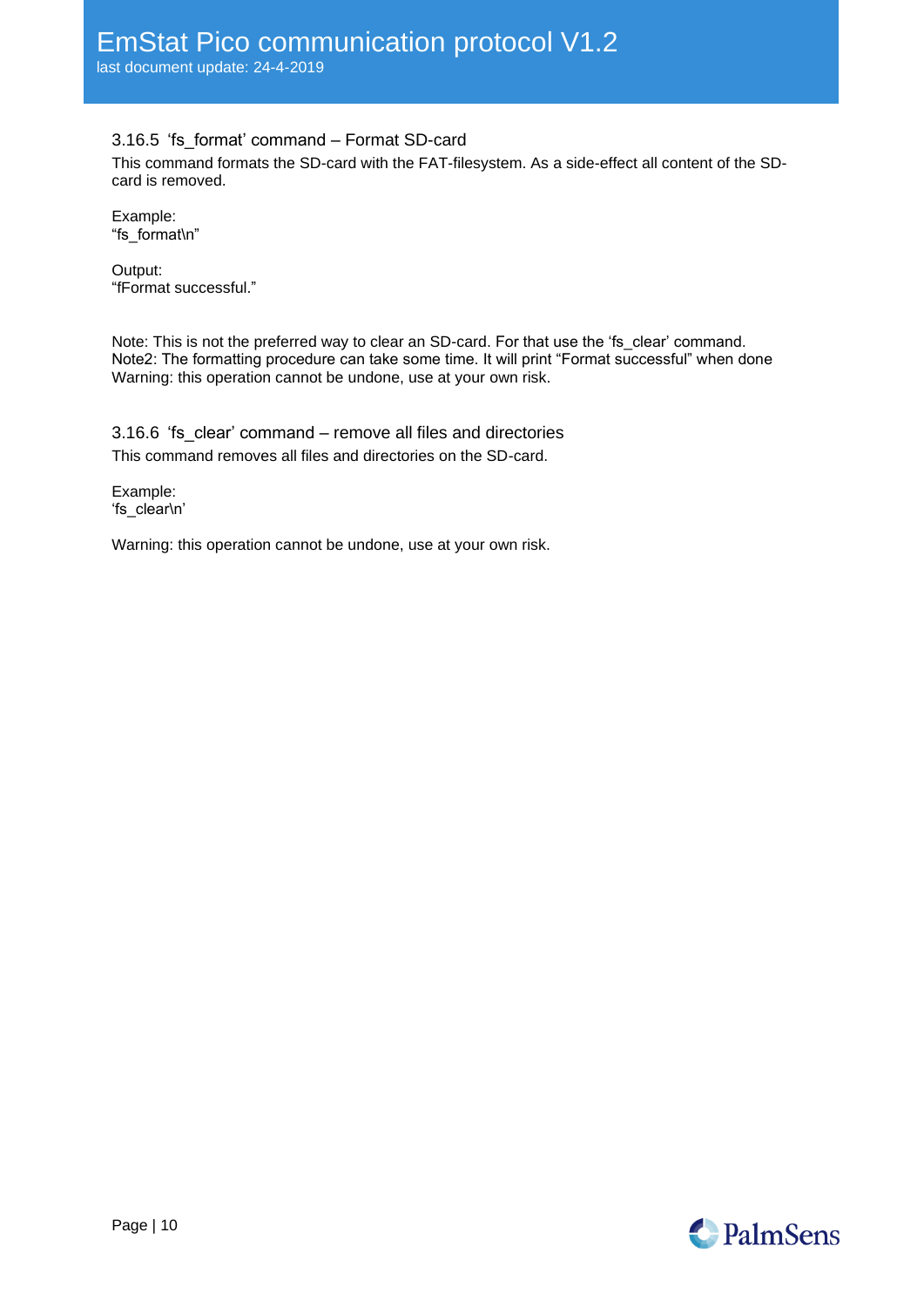### 3.16.5 'fs_format' command – Format SD-card

This command formats the SD-card with the FAT-filesystem. As a side-effect all content of the SD-card is removed.

Example:
"fs_format\n"

Output:
"fFormat successful."

Note: This is not the preferred way to clear an SD-card. For that use the 'fs_clear' command.
Note2: The formatting procedure can take some time. It will print "Format successful" when done
Warning: this operation cannot be undone, use at your own risk.

### 3.16.6 'fs_clear' command – remove all files and directories

This command removes all files and directories on the SD-card.

Example:
'fs_clear\n'

Warning: this operation cannot be undone, use at your own risk.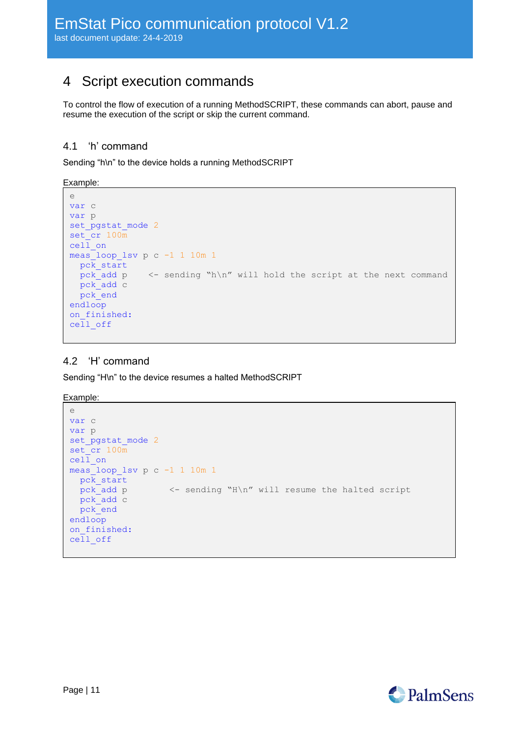# 4 Script execution commands

To control the flow of execution of a running MethodSCRIPT, these commands can abort, pause and resume the execution of the script or skip the current command.

## 4.1 'h' command

Sending "h\n" to the device holds a running MethodSCRIPT

Example:

```
e
var c
var p
set_pgstat_mode 2
set_cr 100m
cell_on
meas_loop_lsv p c -1 1 10m 1
  pck_start
  pck_add p     <- sending "h\n" will hold the script at the next command
  pck_add c
  pck_end
endloop
on_finished:
cell_off
```

## 4.2 'H' command

Sending "H\n" to the device resumes a halted MethodSCRIPT

Example:

```
e
var c
var p
set_pgstat_mode 2
set_cr 100m
cell_on
meas_loop_lsv p c -1 1 10m 1
  pck_start
  pck_add p         <- sending "H\n" will resume the halted script
  pck_add c
  pck_end
endloop
on_finished:
cell_off
```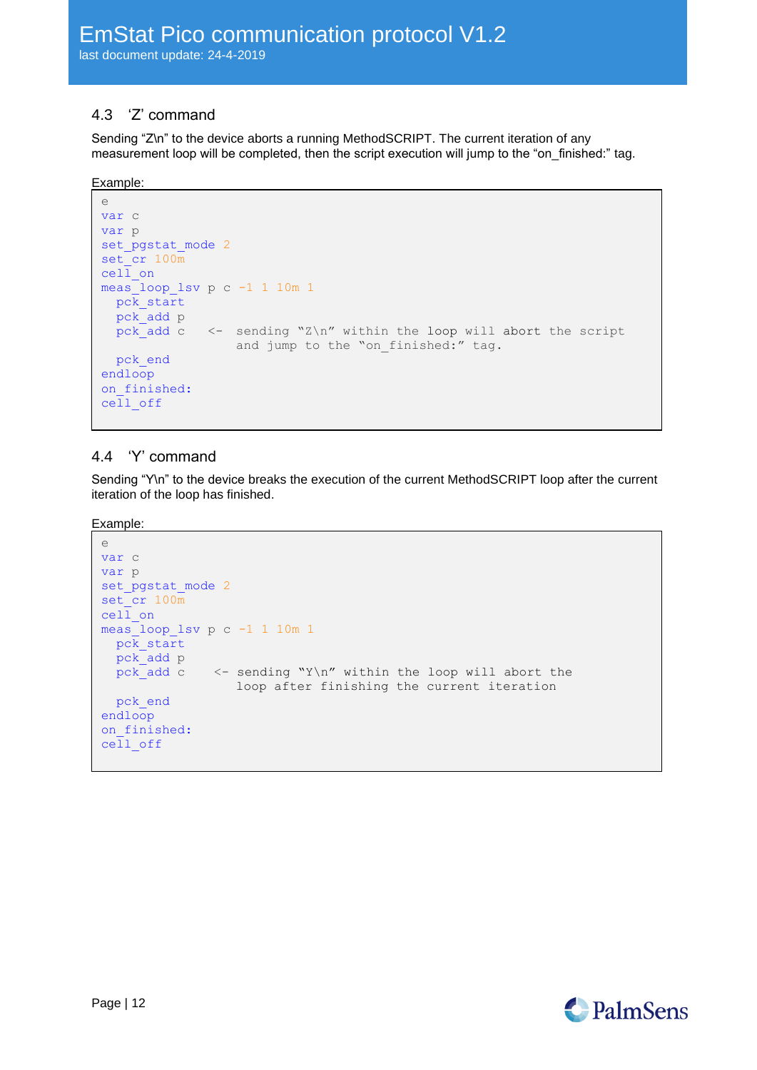## 4.3 'Z' command

Sending "Z\n" to the device aborts a running MethodSCRIPT. The current iteration of any measurement loop will be completed, then the script execution will jump to the "on_finished:" tag.

Example:

```
e
var c
var p
set_pgstat_mode 2
set_cr 100m
cell_on
meas_loop_lsv p c -1 1 10m 1
  pck_start
  pck_add p
  pck_add c    <-  sending "Z\n" within the loop will abort the script
                   and jump to the "on_finished:" tag.
  pck_end
endloop
on_finished:
cell_off
```

## 4.4 'Y' command

Sending "Y\n" to the device breaks the execution of the current MethodSCRIPT loop after the current iteration of the loop has finished.

Example:

```
e
var c
var p
set_pgstat_mode 2
set_cr 100m
cell_on
meas_loop_lsv p c -1 1 10m 1
  pck_start
  pck_add p
  pck_add c     <- sending "Y\n" within the loop will abort the
                   loop after finishing the current iteration
  pck_end
endloop
on_finished:
cell_off
```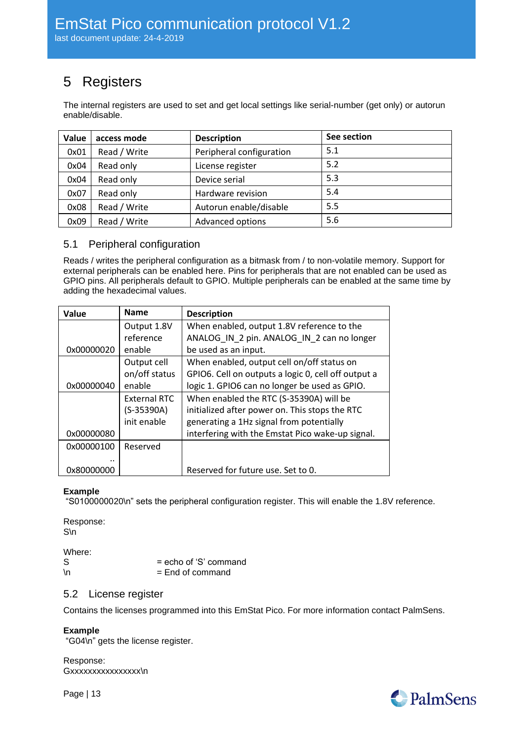# 5 Registers

The internal registers are used to set and get local settings like serial-number (get only) or autorun enable/disable.

| Value | access mode | Description | See section |
|---|---|---|---|
| 0x01 | Read / Write | Peripheral configuration | 5.1 |
| 0x04 | Read only | License register | 5.2 |
| 0x04 | Read only | Device serial | 5.3 |
| 0x07 | Read only | Hardware revision | 5.4 |
| 0x08 | Read / Write | Autorun enable/disable | 5.5 |
| 0x09 | Read / Write | Advanced options | 5.6 |

## 5.1 Peripheral configuration

Reads / writes the peripheral configuration as a bitmask from / to non-volatile memory. Support for external peripherals can be enabled here. Pins for peripherals that are not enabled can be used as GPIO pins. All peripherals default to GPIO. Multiple peripherals can be enabled at the same time by adding the hexadecimal values.

| Value | Name | Description |
|---|---|---|
| 0x00000020 | Output 1.8V reference enable | When enabled, output 1.8V reference to the ANALOG_IN_2 pin. ANALOG_IN_2 can no longer be used as an input. |
| 0x00000040 | Output cell on/off status enable | When enabled, output cell on/off status on GPIO6. Cell on outputs a logic 0, cell off output a logic 1. GPIO6 can no longer be used as GPIO. |
| 0x00000080 | External RTC (S-35390A) init enable | When enabled the RTC (S-35390A) will be initialized after power on. This stops the RTC generating a 1Hz signal from potentially interfering with the Emstat Pico wake-up signal. |
| 0x00000100 .. 0x80000000 | Reserved | Reserved for future use. Set to 0. |

**Example**

"S0100000020\n" sets the peripheral configuration register. This will enable the 1.8V reference.

Response:
S\n

Where:

S = echo of 'S' command
\n = End of command

## 5.2 License register

Contains the licenses programmed into this EmStat Pico. For more information contact PalmSens.

**Example**

"G04\n" gets the license register.

Response:
Gxxxxxxxxxxxxxxxx\n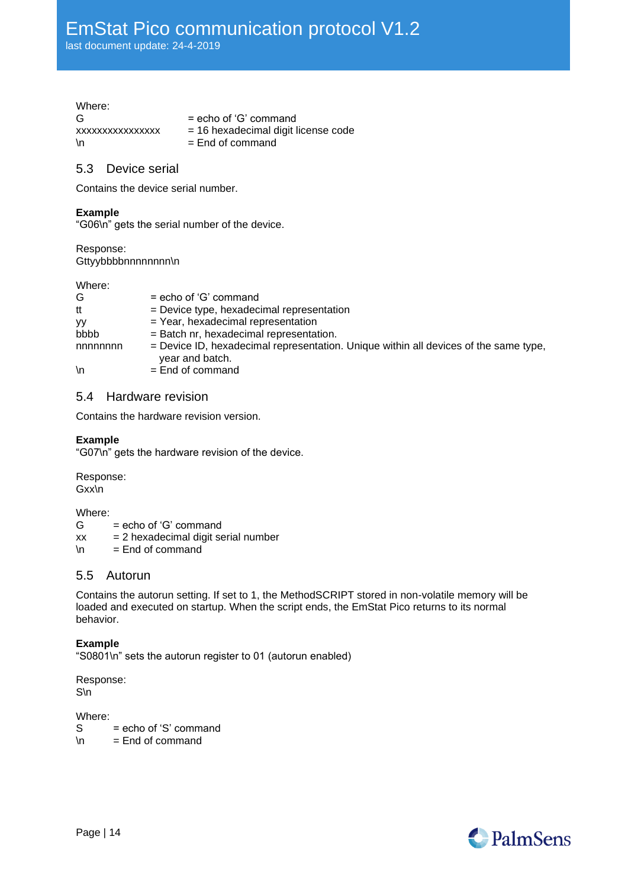Where:

| | |
|---|---|
| G | = echo of ‘G’ command |
| xxxxxxxxxxxxxxxx | = 16 hexadecimal digit license code |
| \n | = End of command |

## 5.3 Device serial

Contains the device serial number.

**Example**

“G06\n” gets the serial number of the device.

Response:

Gttyybbbbnnnnnnnn\n

Where:

| | |
|---|---|
| G | = echo of ‘G’ command |
| tt | = Device type, hexadecimal representation |
| yy | = Year, hexadecimal representation |
| bbbb | = Batch nr, hexadecimal representation. |
| nnnnnnnn | = Device ID, hexadecimal representation. Unique within all devices of the same type, year and batch. |
| \n | = End of command |

## 5.4 Hardware revision

Contains the hardware revision version.

**Example**

“G07\n” gets the hardware revision of the device.

Response:

Gxx\n

Where:

| | |
|---|---|
| G | = echo of ‘G’ command |
| xx | = 2 hexadecimal digit serial number |
| \n | = End of command |

## 5.5 Autorun

Contains the autorun setting. If set to 1, the MethodSCRIPT stored in non-volatile memory will be loaded and executed on startup. When the script ends, the EmStat Pico returns to its normal behavior.

**Example**

“S0801\n” sets the autorun register to 01 (autorun enabled)

Response:

S\n

Where:

| | |
|---|---|
| S | = echo of ‘S’ command |
| \n | = End of command |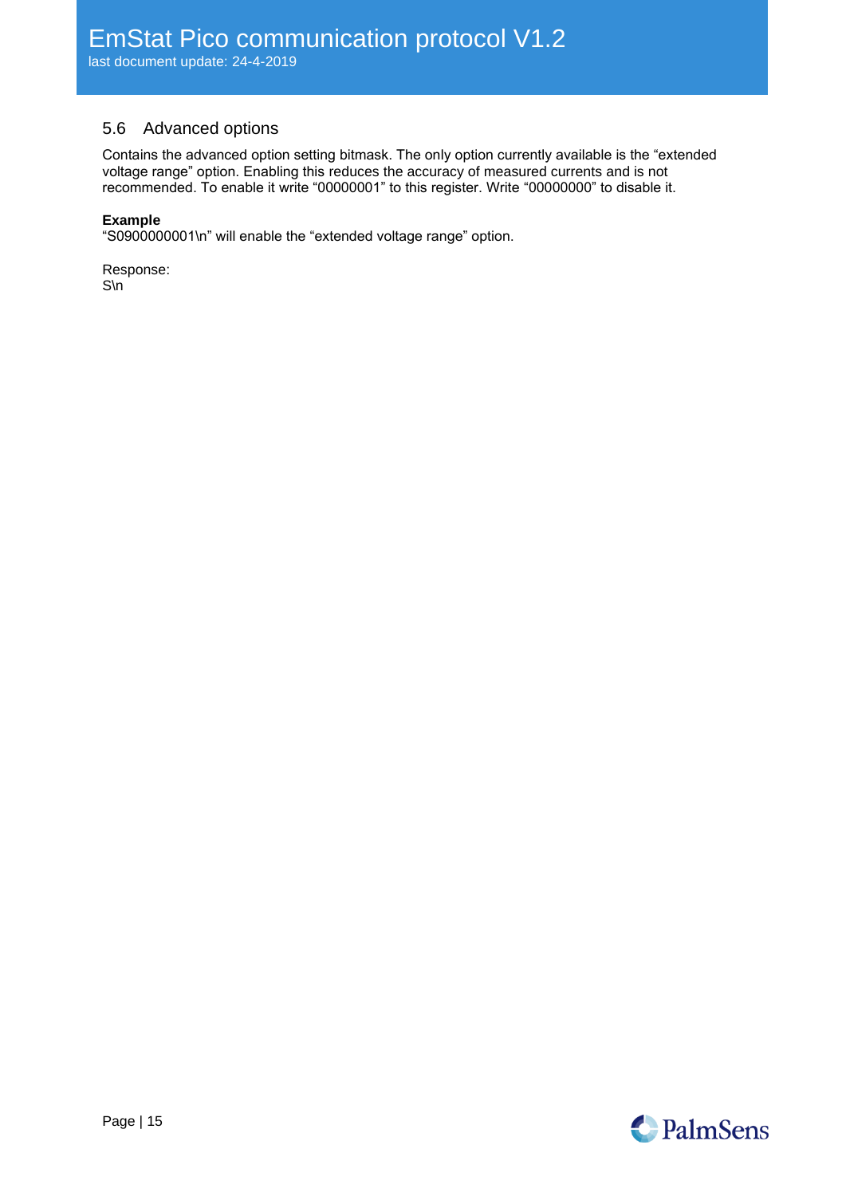## 5.6 Advanced options

Contains the advanced option setting bitmask. The only option currently available is the “extended voltage range” option. Enabling this reduces the accuracy of measured currents and is not recommended. To enable it write “00000001” to this register. Write “00000000” to disable it.

**Example**
“S0900000001\n” will enable the “extended voltage range” option.

Response:
S\n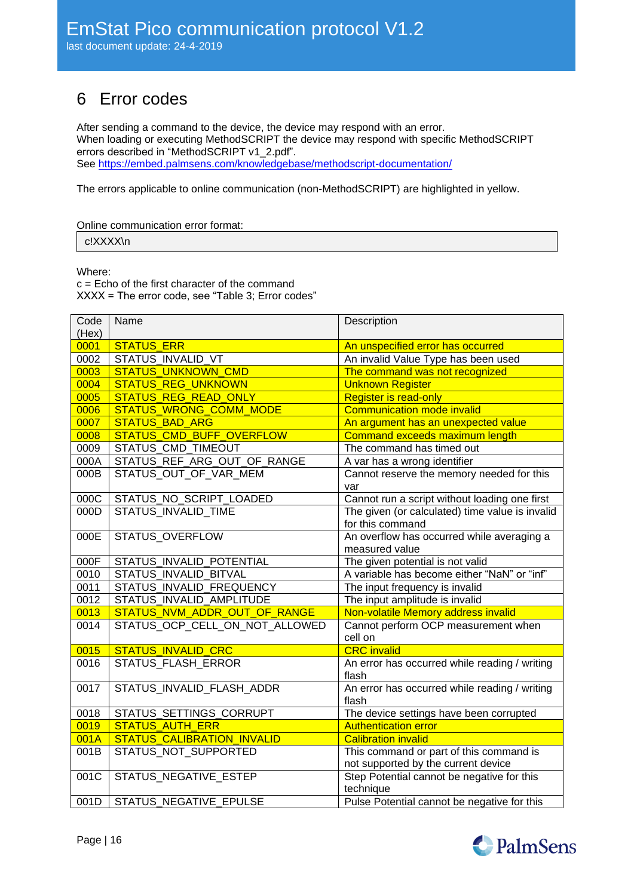# 6 Error codes

After sending a command to the device, the device may respond with an error.
When loading or executing MethodSCRIPT the device may respond with specific MethodSCRIPT errors described in "MethodSCRIPT v1_2.pdf".
See https://embed.palmsens.com/knowledgebase/methodscript-documentation/

The errors applicable to online communication (non-MethodSCRIPT) are highlighted in yellow.

Online communication error format:

```
c!XXXX\n
```

Where:
c = Echo of the first character of the command
XXXX = The error code, see "Table 3; Error codes"

| Code (Hex) | Name | Description |
|---|---|---|
| 0001 | STATUS_ERR | An unspecified error has occurred |
| 0002 | STATUS_INVALID_VT | An invalid Value Type has been used |
| 0003 | STATUS_UNKNOWN_CMD | The command was not recognized |
| 0004 | STATUS_REG_UNKNOWN | Unknown Register |
| 0005 | STATUS_REG_READ_ONLY | Register is read-only |
| 0006 | STATUS_WRONG_COMM_MODE | Communication mode invalid |
| 0007 | STATUS_BAD_ARG | An argument has an unexpected value |
| 0008 | STATUS_CMD_BUFF_OVERFLOW | Command exceeds maximum length |
| 0009 | STATUS_CMD_TIMEOUT | The command has timed out |
| 000A | STATUS_REF_ARG_OUT_OF_RANGE | A var has a wrong identifier |
| 000B | STATUS_OUT_OF_VAR_MEM | Cannot reserve the memory needed for this var |
| 000C | STATUS_NO_SCRIPT_LOADED | Cannot run a script without loading one first |
| 000D | STATUS_INVALID_TIME | The given (or calculated) time value is invalid for this command |
| 000E | STATUS_OVERFLOW | An overflow has occurred while averaging a measured value |
| 000F | STATUS_INVALID_POTENTIAL | The given potential is not valid |
| 0010 | STATUS_INVALID_BITVAL | A variable has become either "NaN" or "inf" |
| 0011 | STATUS_INVALID_FREQUENCY | The input frequency is invalid |
| 0012 | STATUS_INVALID_AMPLITUDE | The input amplitude is invalid |
| 0013 | STATUS_NVM_ADDR_OUT_OF_RANGE | Non-volatile Memory address invalid |
| 0014 | STATUS_OCP_CELL_ON_NOT_ALLOWED | Cannot perform OCP measurement when cell on |
| 0015 | STATUS_INVALID_CRC | CRC invalid |
| 0016 | STATUS_FLASH_ERROR | An error has occurred while reading / writing flash |
| 0017 | STATUS_INVALID_FLASH_ADDR | An error has occurred while reading / writing flash |
| 0018 | STATUS_SETTINGS_CORRUPT | The device settings have been corrupted |
| 0019 | STATUS_AUTH_ERR | Authentication error |
| 001A | STATUS_CALIBRATION_INVALID | Calibration invalid |
| 001B | STATUS_NOT_SUPPORTED | This command or part of this command is not supported by the current device |
| 001C | STATUS_NEGATIVE_ESTEP | Step Potential cannot be negative for this technique |
| 001D | STATUS_NEGATIVE_EPULSE | Pulse Potential cannot be negative for this |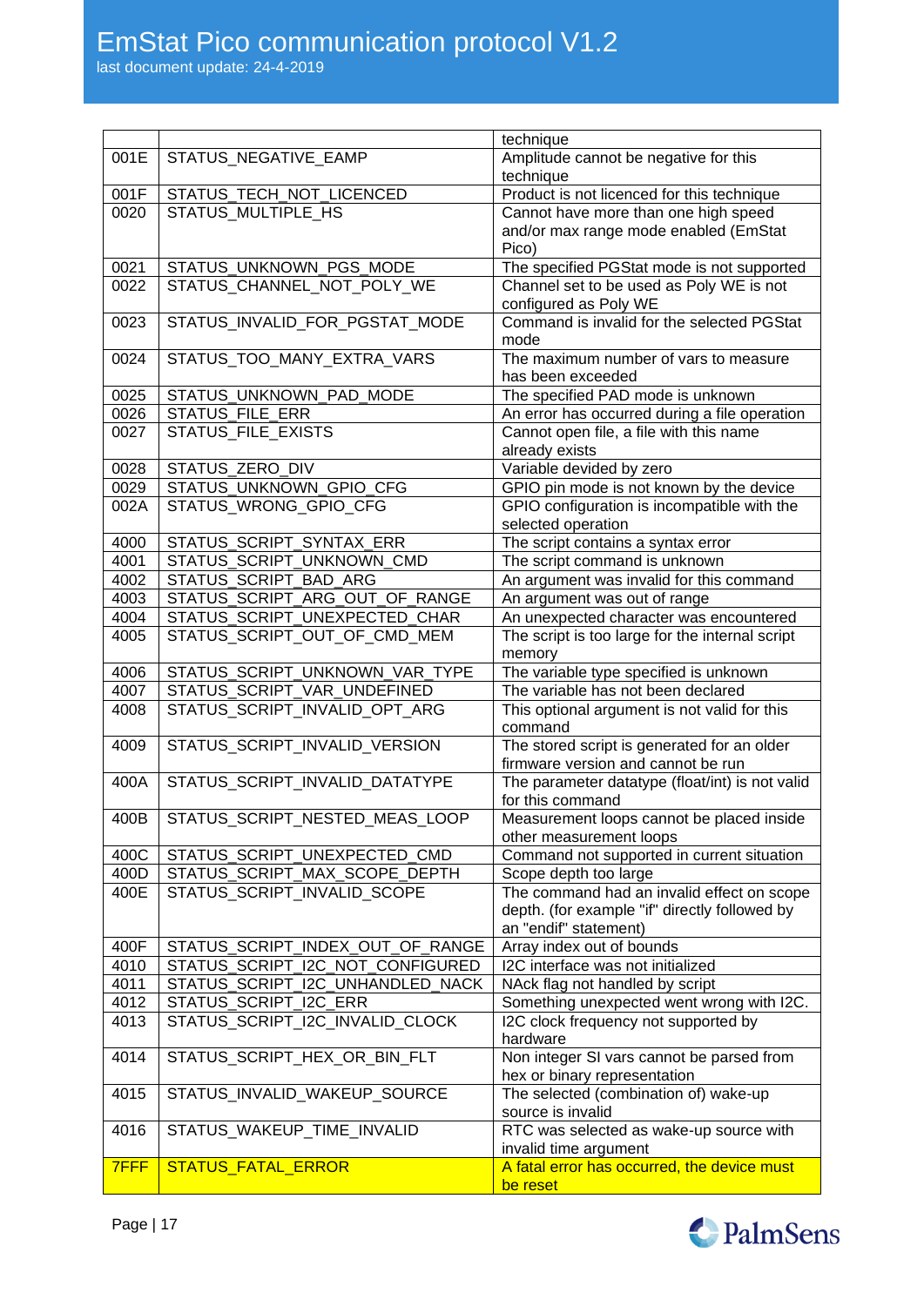| | | technique |
|---|---|---|
| 001E | STATUS_NEGATIVE_EAMP | Amplitude cannot be negative for this technique |
| 001F | STATUS_TECH_NOT_LICENCED | Product is not licenced for this technique |
| 0020 | STATUS_MULTIPLE_HS | Cannot have more than one high speed and/or max range mode enabled (EmStat Pico) |
| 0021 | STATUS_UNKNOWN_PGS_MODE | The specified PGStat mode is not supported |
| 0022 | STATUS_CHANNEL_NOT_POLY_WE | Channel set to be used as Poly WE is not configured as Poly WE |
| 0023 | STATUS_INVALID_FOR_PGSTAT_MODE | Command is invalid for the selected PGStat mode |
| 0024 | STATUS_TOO_MANY_EXTRA_VARS | The maximum number of vars to measure has been exceeded |
| 0025 | STATUS_UNKNOWN_PAD_MODE | The specified PAD mode is unknown |
| 0026 | STATUS_FILE_ERR | An error has occurred during a file operation |
| 0027 | STATUS_FILE_EXISTS | Cannot open file, a file with this name already exists |
| 0028 | STATUS_ZERO_DIV | Variable devided by zero |
| 0029 | STATUS_UNKNOWN_GPIO_CFG | GPIO pin mode is not known by the device |
| 002A | STATUS_WRONG_GPIO_CFG | GPIO configuration is incompatible with the selected operation |
| 4000 | STATUS_SCRIPT_SYNTAX_ERR | The script contains a syntax error |
| 4001 | STATUS_SCRIPT_UNKNOWN_CMD | The script command is unknown |
| 4002 | STATUS_SCRIPT_BAD_ARG | An argument was invalid for this command |
| 4003 | STATUS_SCRIPT_ARG_OUT_OF_RANGE | An argument was out of range |
| 4004 | STATUS_SCRIPT_UNEXPECTED_CHAR | An unexpected character was encountered |
| 4005 | STATUS_SCRIPT_OUT_OF_CMD_MEM | The script is too large for the internal script memory |
| 4006 | STATUS_SCRIPT_UNKNOWN_VAR_TYPE | The variable type specified is unknown |
| 4007 | STATUS_SCRIPT_VAR_UNDEFINED | The variable has not been declared |
| 4008 | STATUS_SCRIPT_INVALID_OPT_ARG | This optional argument is not valid for this command |
| 4009 | STATUS_SCRIPT_INVALID_VERSION | The stored script is generated for an older firmware version and cannot be run |
| 400A | STATUS_SCRIPT_INVALID_DATATYPE | The parameter datatype (float/int) is not valid for this command |
| 400B | STATUS_SCRIPT_NESTED_MEAS_LOOP | Measurement loops cannot be placed inside other measurement loops |
| 400C | STATUS_SCRIPT_UNEXPECTED_CMD | Command not supported in current situation |
| 400D | STATUS_SCRIPT_MAX_SCOPE_DEPTH | Scope depth too large |
| 400E | STATUS_SCRIPT_INVALID_SCOPE | The command had an invalid effect on scope depth. (for example "if" directly followed by an "endif" statement) |
| 400F | STATUS_SCRIPT_INDEX_OUT_OF_RANGE | Array index out of bounds |
| 4010 | STATUS_SCRIPT_I2C_NOT_CONFIGURED | I2C interface was not initialized |
| 4011 | STATUS_SCRIPT_I2C_UNHANDLED_NACK | NAck flag not handled by script |
| 4012 | STATUS_SCRIPT_I2C_ERR | Something unexpected went wrong with I2C. |
| 4013 | STATUS_SCRIPT_I2C_INVALID_CLOCK | I2C clock frequency not supported by hardware |
| 4014 | STATUS_SCRIPT_HEX_OR_BIN_FLT | Non integer SI vars cannot be parsed from hex or binary representation |
| 4015 | STATUS_INVALID_WAKEUP_SOURCE | The selected (combination of) wake-up source is invalid |
| 4016 | STATUS_WAKEUP_TIME_INVALID | RTC was selected as wake-up source with invalid time argument |
| 7FFF | STATUS_FATAL_ERROR | A fatal error has occurred, the device must be reset |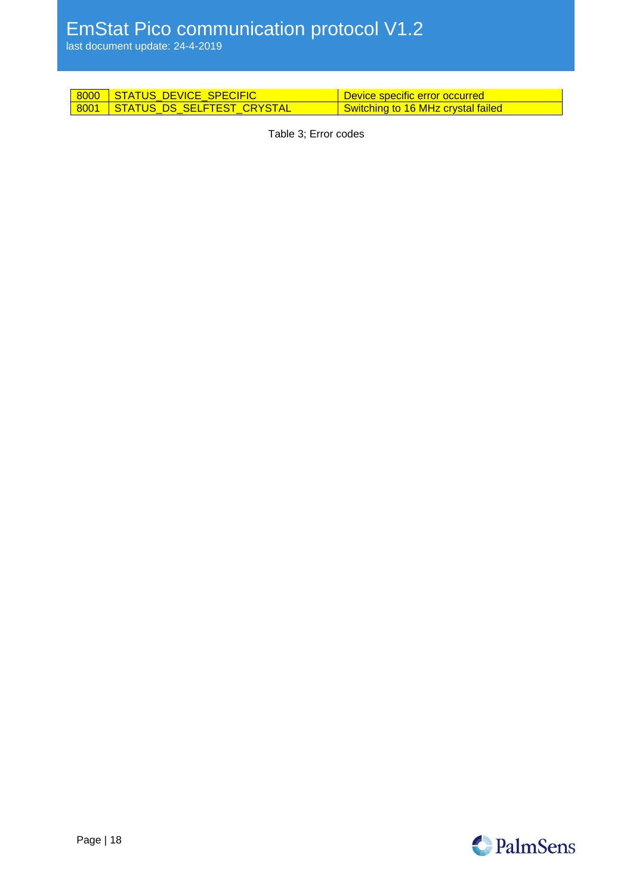| 8000 | STATUS_DEVICE_SPECIFIC | Device specific error occurred |
| --- | --- | --- |
| 8001 | STATUS_DS_SELFTEST_CRYSTAL | Switching to 16 MHz crystal failed |

Table 3; Error codes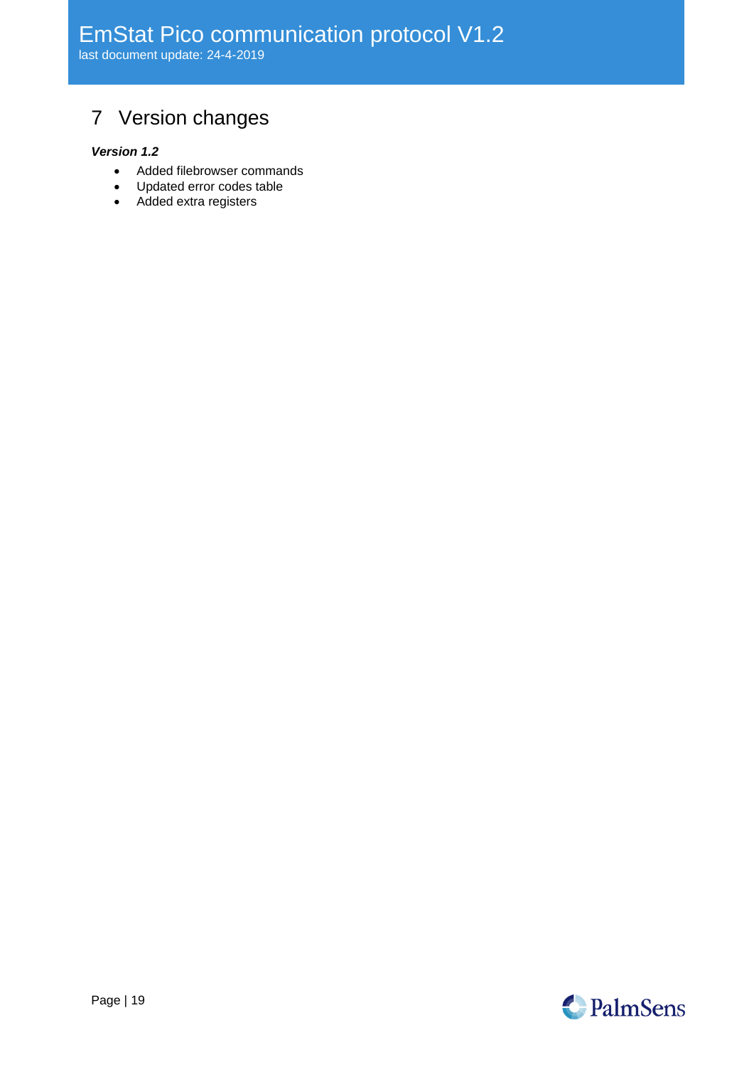# 7 Version changes

***Version 1.2***

- Added filebrowser commands
- Updated error codes table
- Added extra registers